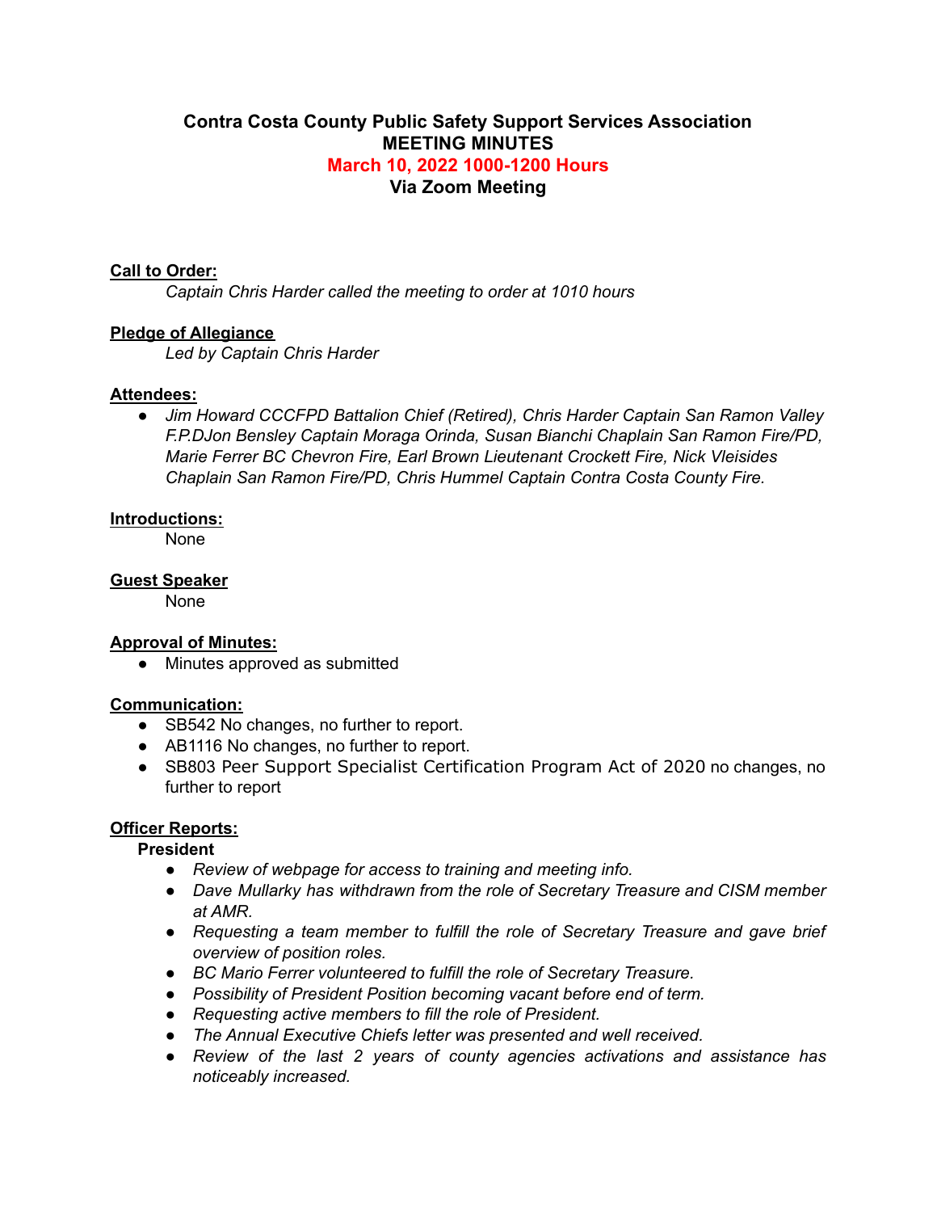**Contra Costa County Public Safety Support Services Association**
**MEETING MINUTES**
**March 10, 2022 1000-1200 Hours**
**Via Zoom Meeting**

**Call to Order:**

*Captain Chris Harder called the meeting to order at 1010 hours*

**Pledge of Allegiance**

*Led by Captain Chris Harder*

**Attendees:**

- *Jim Howard CCCFPD Battalion Chief (Retired), Chris Harder Captain San Ramon Valley F.P.DJon Bensley Captain Moraga Orinda, Susan Bianchi Chaplain San Ramon Fire/PD, Marie Ferrer BC Chevron Fire, Earl Brown Lieutenant Crockett Fire, Nick Vleisides Chaplain San Ramon Fire/PD, Chris Hummel Captain Contra Costa County Fire.*

**Introductions:**

None

**Guest Speaker**

None

**Approval of Minutes:**

- Minutes approved as submitted

**Communication:**

- SB542 No changes, no further to report.
- AB1116 No changes, no further to report.
- SB803 Peer Support Specialist Certification Program Act of 2020 no changes, no further to report

**Officer Reports:**

**President**

- *Review of webpage for access to training and meeting info.*
- *Dave Mullarky has withdrawn from the role of Secretary Treasure and CISM member at AMR.*
- *Requesting a team member to fulfill the role of Secretary Treasure and gave brief overview of position roles.*
- *BC Mario Ferrer volunteered to fulfill the role of Secretary Treasure.*
- *Possibility of President Position becoming vacant before end of term.*
- *Requesting active members to fill the role of President.*
- *The Annual Executive Chiefs letter was presented and well received.*
- *Review of the last 2 years of county agencies activations and assistance has noticeably increased.*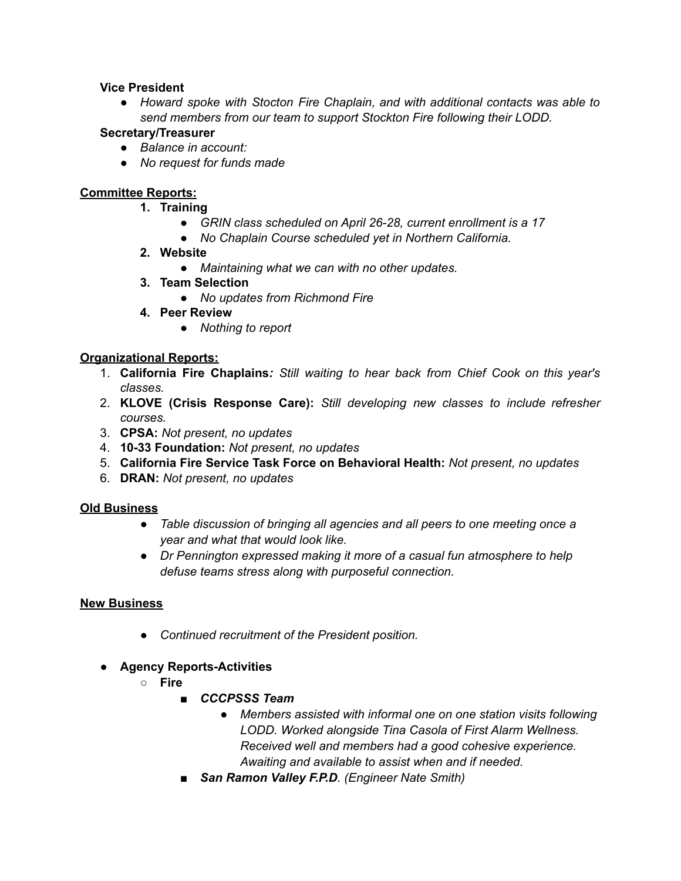**Vice President**

- *Howard spoke with Stocton Fire Chaplain, and with additional contacts was able to send members from our team to support Stockton Fire following their LODD.*

**Secretary/Treasurer**

- *Balance in account:*
- *No request for funds made*

**<u>Committee Reports:</u>**

1. **Training**
   - *GRIN class scheduled on April 26-28, current enrollment is a 17*
   - *No Chaplain Course scheduled yet in Northern California.*
2. **Website**
   - *Maintaining what we can with no other updates.*
3. **Team Selection**
   - *No updates from Richmond Fire*
4. **Peer Review**
   - *Nothing to report*

**<u>Organizational Reports:</u>**

1. **California Fire Chaplains***: Still waiting to hear back from Chief Cook on this year's classes.*
2. **KLOVE (Crisis Response Care):** *Still developing new classes to include refresher courses.*
3. **CPSA:** *Not present, no updates*
4. **10-33 Foundation:** *Not present, no updates*
5. **California Fire Service Task Force on Behavioral Health:** *Not present, no updates*
6. **DRAN:** *Not present, no updates*

**<u>Old Business</u>**

- *Table discussion of bringing all agencies and all peers to one meeting once a year and what that would look like.*
- *Dr Pennington expressed making it more of a casual fun atmosphere to help defuse teams stress along with purposeful connection.*

**<u>New Business</u>**

- *Continued recruitment of the President position.*

- **Agency Reports-Activities**
  - **Fire**
    - ***CCCPSSS Team***
      - *Members assisted with informal one on one station visits following LODD. Worked alongside Tina Casola of First Alarm Wellness. Received well and members had a good cohesive experience. Awaiting and available to assist when and if needed.*
    - ***San Ramon Valley F.P.D****. (Engineer Nate Smith)*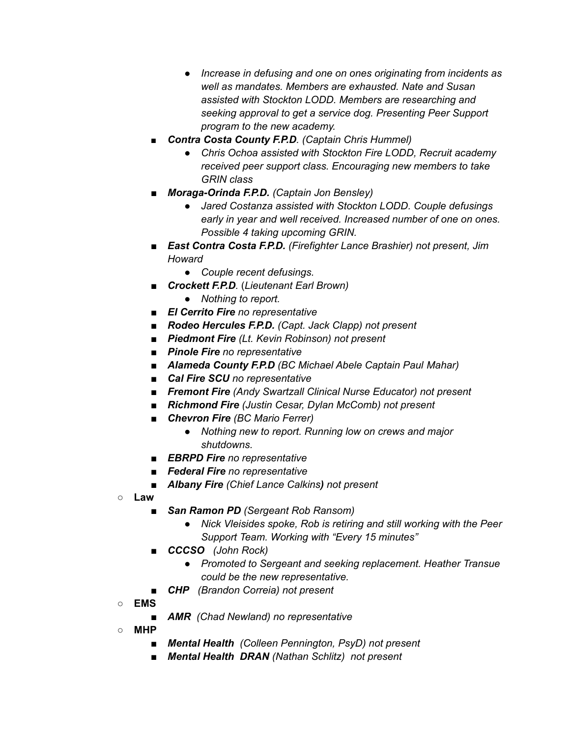- *Increase in defusing and one on ones originating from incidents as well as mandates. Members are exhausted. Nate and Susan assisted with Stockton LODD. Members are researching and seeking approval to get a service dog. Presenting Peer Support program to the new academy.*
        - ***Contra Costa County F.P.D**. (Captain Chris Hummel)*
            - *Chris Ochoa assisted with Stockton Fire LODD, Recruit academy received peer support class. Encouraging new members to take GRIN class*
        - ***Moraga-Orinda F.P.D.** (Captain Jon Bensley)*
            - *Jared Costanza assisted with Stockton LODD. Couple defusings early in year and well received. Increased number of one on ones. Possible 4 taking upcoming GRIN.*
        - ***East Contra Costa F.P.D.** (Firefighter Lance Brashier) not present, Jim Howard*
            - *Couple recent defusings.*
        - ***Crockett F.P.D**. (Lieutenant Earl Brown)*
            - *Nothing to report.*
        - ***El Cerrito Fire** no representative*
        - ***Rodeo Hercules F.P.D.** (Capt. Jack Clapp) not present*
        - ***Piedmont Fire** (Lt. Kevin Robinson) not present*
        - ***Pinole Fire** no representative*
        - ***Alameda County F.P.D** (BC Michael Abele Captain Paul Mahar)*
        - ***Cal Fire SCU** no representative*
        - ***Fremont Fire** (Andy Swartzall Clinical Nurse Educator) not present*
        - ***Richmond Fire** (Justin Cesar, Dylan McComb) not present*
        - ***Chevron Fire** (BC Mario Ferrer)*
            - *Nothing new to report. Running low on crews and major shutdowns.*
        - ***EBRPD Fire** no representative*
        - ***Federal Fire** no representative*
        - ***Albany Fire** (Chief Lance Calkins**)** not present*
    - **Law**
        - ***San Ramon PD** (Sergeant Rob Ransom)*
            - *Nick Vleisides spoke, Rob is retiring and still working with the Peer Support Team. Working with "Every 15 minutes"*
        - ***CCCSO** (John Rock)*
            - *Promoted to Sergeant and seeking replacement. Heather Transue could be the new representative.*
        - ***CHP** (Brandon Correia) not present*
    - **EMS**
        - ***AMR** (Chad Newland) no representative*
    - **MHP**
        - ***Mental Health** (Colleen Pennington, PsyD) not present*
        - ***Mental Health DRAN** (Nathan Schlitz) not present*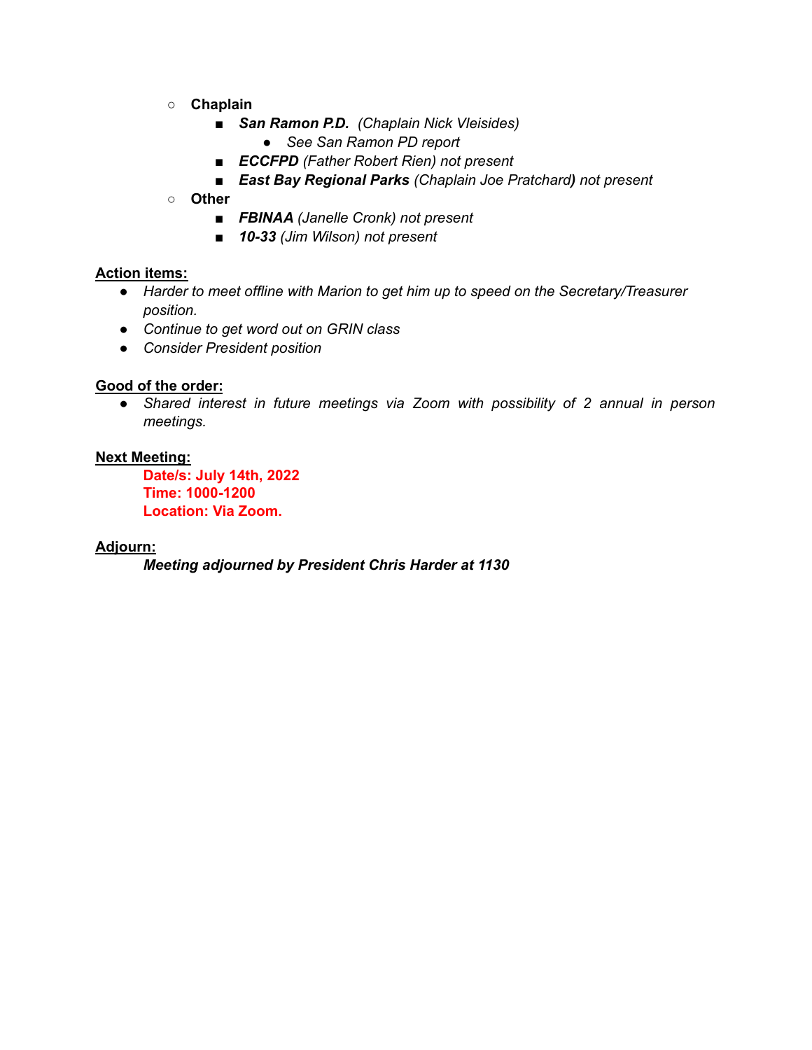- **Chaplain**
    - ***San Ramon P.D.*** *(Chaplain Nick Vleisides)*
        - *See San Ramon PD report*
    - ***ECCFPD*** *(Father Robert Rien) not present*
    - ***East Bay Regional Parks*** *(Chaplain Joe Pratchard**)** not present*
- **Other**
    - ***FBINAA*** *(Janelle Cronk) not present*
    - ***10-33*** *(Jim Wilson) not present*

**Action items:**

- *Harder to meet offline with Marion to get him up to speed on the Secretary/Treasurer position.*
- *Continue to get word out on GRIN class*
- *Consider President position*

**Good of the order:**

- *Shared interest in future meetings via Zoom with possibility of 2 annual in person meetings.*

**Next Meeting:**

**Date/s: July 14th, 2022**
**Time: 1000-1200**
**Location: Via Zoom.**

**Adjourn:**

***Meeting adjourned by President Chris Harder at 1130***